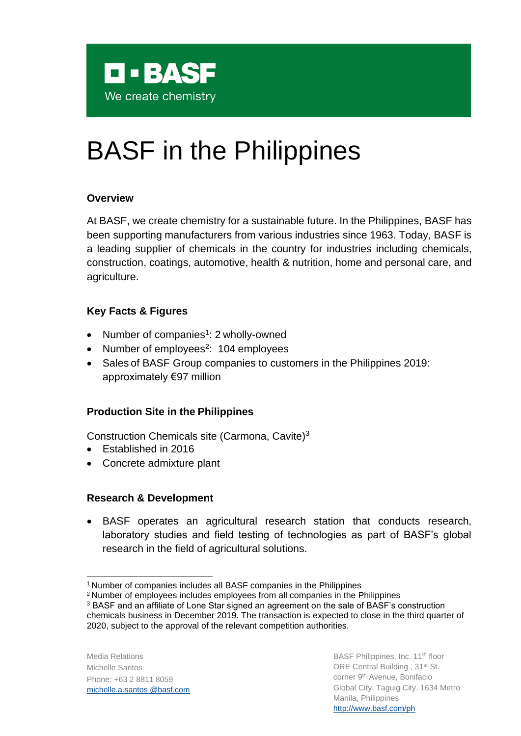**BASF**

We create chemistry

# BASF in the Philippines

### Overview

At BASF, we create chemistry for a sustainable future. In the Philippines, BASF has been supporting manufacturers from various industries since 1963. Today, BASF is a leading supplier of chemicals in the country for industries including chemicals, construction, coatings, automotive, health & nutrition, home and personal care, and agriculture.

### Key Facts & Figures

- Number of companies[1]: 2 wholly-owned
- Number of employees[2]: 104 employees
- Sales of BASF Group companies to customers in the Philippines 2019: approximately €97 million

### Production Site in the Philippines

Construction Chemicals site (Carmona, Cavite)[3]

- Established in 2016
- Concrete admixture plant

### Research & Development

- BASF operates an agricultural research station that conducts research, laboratory studies and field testing of technologies as part of BASF's global research in the field of agricultural solutions.

---

[1] Number of companies includes all BASF companies in the Philippines

[2] Number of employees includes employees from all companies in the Philippines

[3] BASF and an affiliate of Lone Star signed an agreement on the sale of BASF's construction chemicals business in December 2019. The transaction is expected to close in the third quarter of 2020, subject to the approval of the relevant competition authorities.

Media Relations
Michelle Santos
Phone: +63 2 8811 8059
michelle.a.santos @basf.com

BASF Philippines, Inc. 11th floor
ORE Central Building , 31st St.
corner 9th Avenue, Bonifacio
Global City, Taguig City, 1634 Metro
Manila, Philippines
http://www.basf.com/ph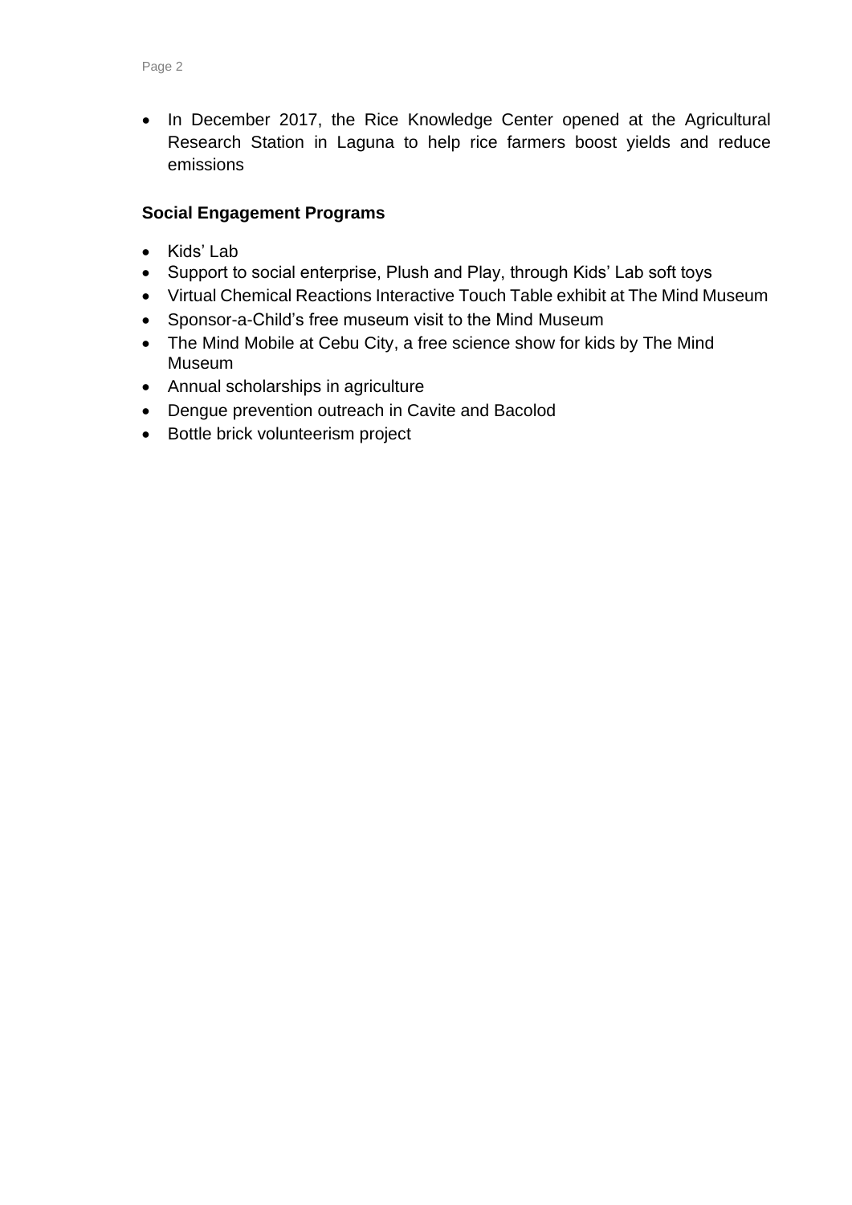- In December 2017, the Rice Knowledge Center opened at the Agricultural Research Station in Laguna to help rice farmers boost yields and reduce emissions

**Social Engagement Programs**

- Kids' Lab
- Support to social enterprise, Plush and Play, through Kids' Lab soft toys
- Virtual Chemical Reactions Interactive Touch Table exhibit at The Mind Museum
- Sponsor-a-Child's free museum visit to the Mind Museum
- The Mind Mobile at Cebu City, a free science show for kids by The Mind Museum
- Annual scholarships in agriculture
- Dengue prevention outreach in Cavite and Bacolod
- Bottle brick volunteerism project